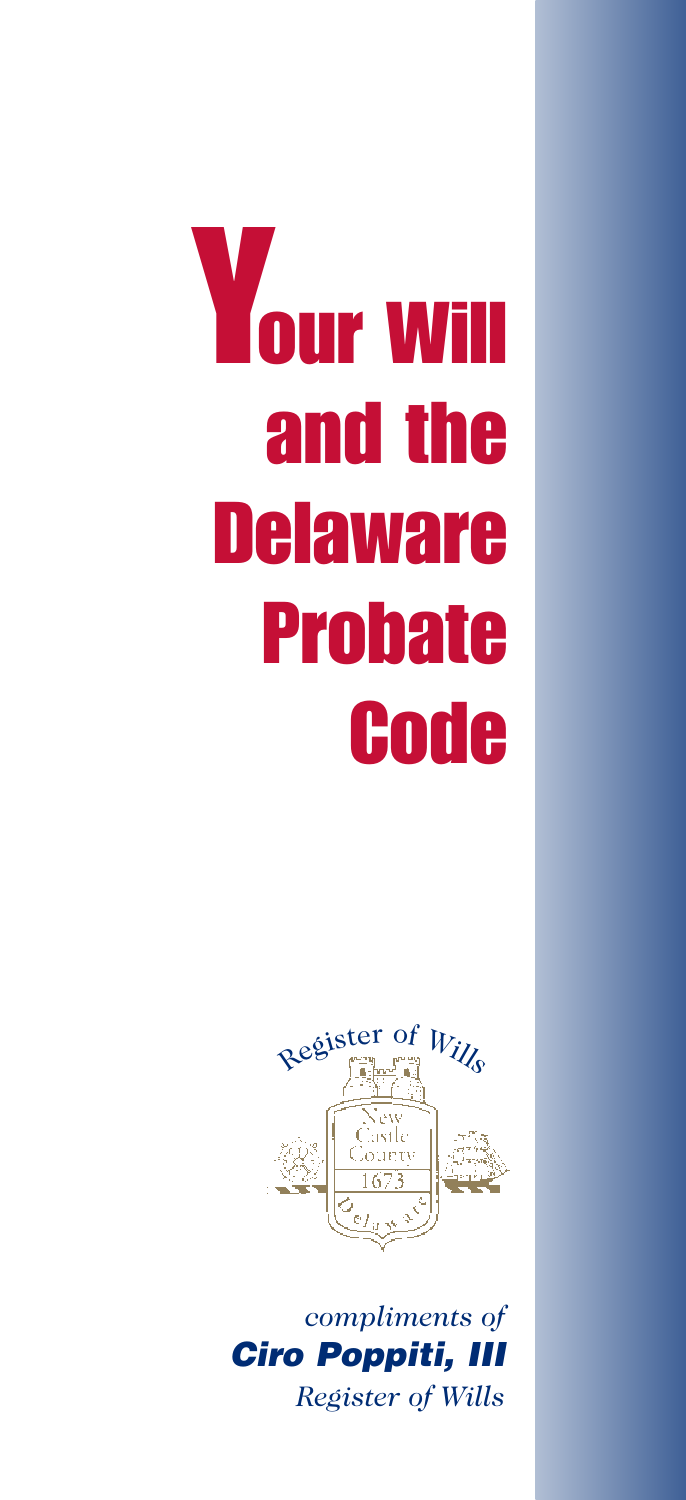# Your Will and the Delaware Probate Code

Register of Wills

New Castle County

1673

Delaware

*compliments of*

***Ciro Poppiti, III***

*Register of Wills*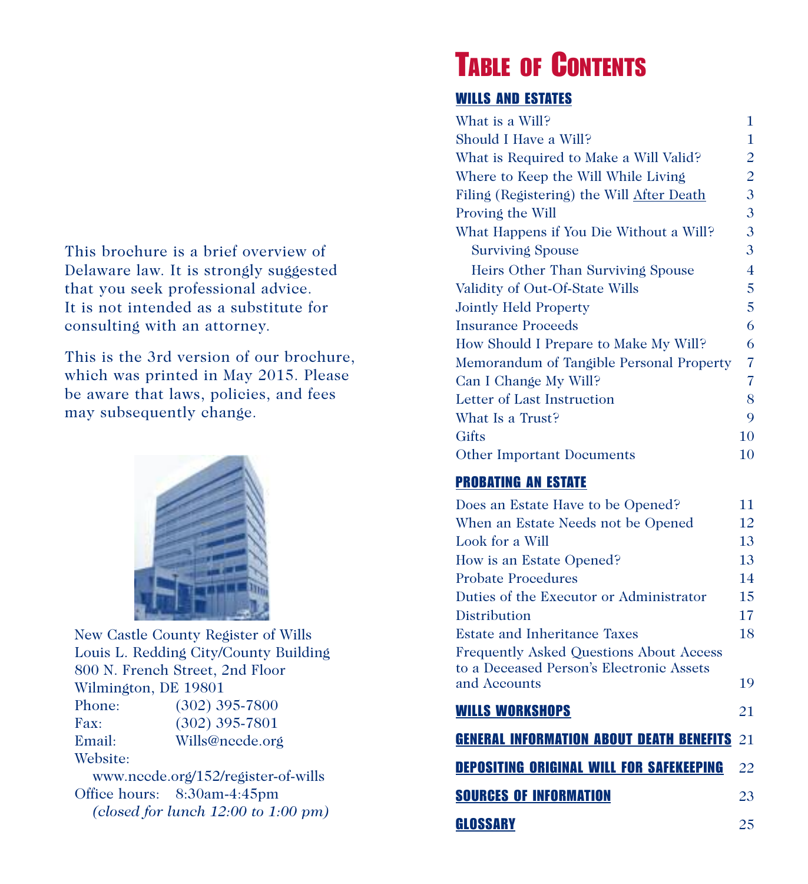This brochure is a brief overview of Delaware law. It is strongly suggested that you seek professional advice. It is not intended as a substitute for consulting with an attorney.

This is the 3rd version of our brochure, which was printed in May 2015. Please be aware that laws, policies, and fees may subsequently change.

New Castle County Register of Wills
Louis L. Redding City/County Building
800 N. French Street, 2nd Floor
Wilmington, DE 19801
Phone: (302) 395-7800
Fax: (302) 395-7801
Email: Wills@nccde.org
Website:
www.nccde.org/152/register-of-wills
Office hours: 8:30am-4:45pm
*(closed for lunch 12:00 to 1:00 pm)*

# Table of Contents

## WILLS AND ESTATES

| | |
|---|---|
| What is a Will? | 1 |
| Should I Have a Will? | 1 |
| What is Required to Make a Will Valid? | 2 |
| Where to Keep the Will While Living | 2 |
| Filing (Registering) the Will After Death | 3 |
| Proving the Will | 3 |
| What Happens if You Die Without a Will? | 3 |
| Surviving Spouse | 3 |
| Heirs Other Than Surviving Spouse | 4 |
| Validity of Out-Of-State Wills | 5 |
| Jointly Held Property | 5 |
| Insurance Proceeds | 6 |
| How Should I Prepare to Make My Will? | 6 |
| Memorandum of Tangible Personal Property | 7 |
| Can I Change My Will? | 7 |
| Letter of Last Instruction | 8 |
| What Is a Trust? | 9 |
| Gifts | 10 |
| Other Important Documents | 10 |

## PROBATING AN ESTATE

| | |
|---|---|
| Does an Estate Have to be Opened? | 11 |
| When an Estate Needs not be Opened | 12 |
| Look for a Will | 13 |
| How is an Estate Opened? | 13 |
| Probate Procedures | 14 |
| Duties of the Executor or Administrator | 15 |
| Distribution | 17 |
| Estate and Inheritance Taxes | 18 |
| Frequently Asked Questions About Access to a Deceased Person's Electronic Assets and Accounts | 19 |

| | |
|---|---|
| **WILLS WORKSHOPS** | 21 |
| **GENERAL INFORMATION ABOUT DEATH BENEFITS** | 21 |
| **DEPOSITING ORIGINAL WILL FOR SAFEKEEPING** | 22 |
| **SOURCES OF INFORMATION** | 23 |
| **GLOSSARY** | 25 |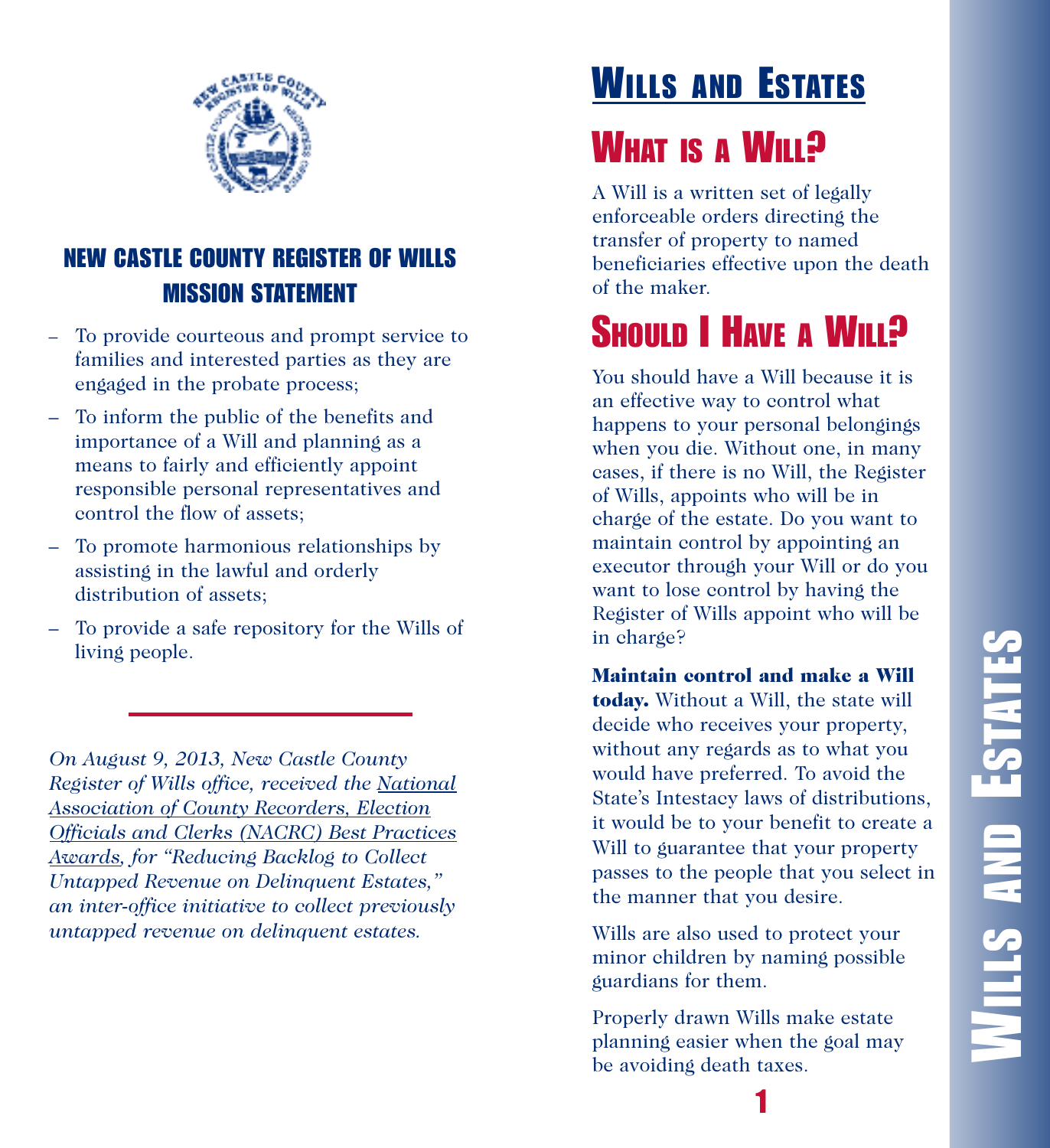## NEW CASTLE COUNTY REGISTER OF WILLS MISSION STATEMENT

- To provide courteous and prompt service to families and interested parties as they are engaged in the probate process;
- To inform the public of the benefits and importance of a Will and planning as a means to fairly and efficiently appoint responsible personal representatives and control the flow of assets;
- To promote harmonious relationships by assisting in the lawful and orderly distribution of assets;
- To provide a safe repository for the Wills of living people.

*On August 9, 2013, New Castle County Register of Wills office, received the National Association of County Recorders, Election Officials and Clerks (NACRC) Best Practices Awards, for "Reducing Backlog to Collect Untapped Revenue on Delinquent Estates," an inter-office initiative to collect previously untapped revenue on delinquent estates.*

# Wills and Estates

## What is a Will?

A Will is a written set of legally enforceable orders directing the transfer of property to named beneficiaries effective upon the death of the maker.

## Should I Have a Will?

You should have a Will because it is an effective way to control what happens to your personal belongings when you die. Without one, in many cases, if there is no Will, the Register of Wills, appoints who will be in charge of the estate. Do you want to maintain control by appointing an executor through your Will or do you want to lose control by having the Register of Wills appoint who will be in charge?

**Maintain control and make a Will today.** Without a Will, the state will decide who receives your property, without any regards as to what you would have preferred. To avoid the State's Intestacy laws of distributions, it would be to your benefit to create a Will to guarantee that your property passes to the people that you select in the manner that you desire.

Wills are also used to protect your minor children by naming possible guardians for them.

Properly drawn Wills make estate planning easier when the goal may be avoiding death taxes.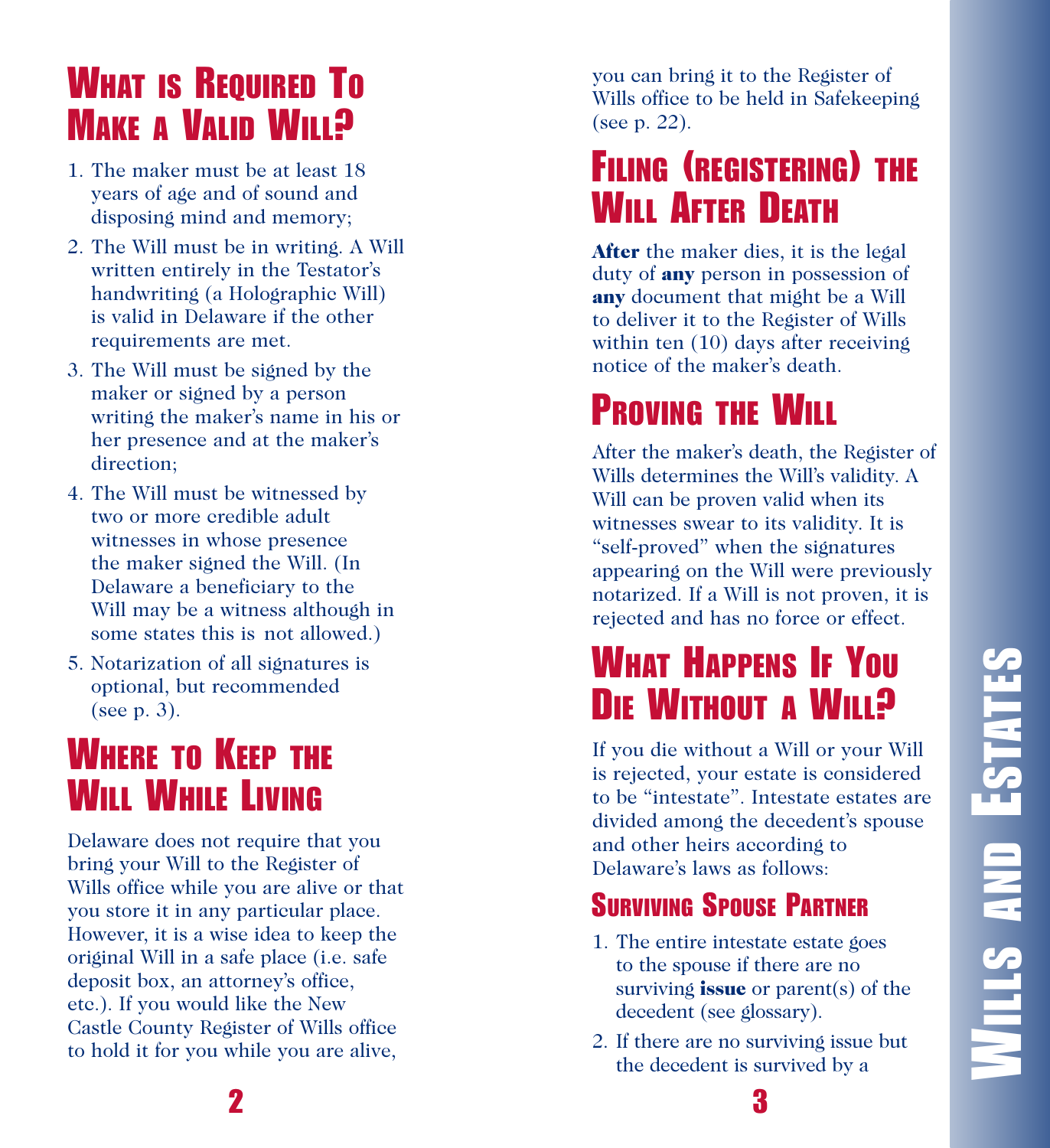## What is Required To Make a Valid Will?

1. The maker must be at least 18 years of age and of sound and disposing mind and memory;
2. The Will must be in writing. A Will written entirely in the Testator's handwriting (a Holographic Will) is valid in Delaware if the other requirements are met.
3. The Will must be signed by the maker or signed by a person writing the maker's name in his or her presence and at the maker's direction;
4. The Will must be witnessed by two or more credible adult witnesses in whose presence the maker signed the Will. (In Delaware a beneficiary to the Will may be a witness although in some states this is not allowed.)
5. Notarization of all signatures is optional, but recommended (see p. 3).

## Where to Keep the Will While Living

Delaware does not require that you bring your Will to the Register of Wills office while you are alive or that you store it in any particular place. However, it is a wise idea to keep the original Will in a safe place (i.e. safe deposit box, an attorney's office, etc.). If you would like the New Castle County Register of Wills office to hold it for you while you are alive, you can bring it to the Register of Wills office to be held in Safekeeping (see p. 22).

## Filing (Registering) the Will After Death

**After** the maker dies, it is the legal duty of **any** person in possession of **any** document that might be a Will to deliver it to the Register of Wills within ten (10) days after receiving notice of the maker's death.

## Proving the Will

After the maker's death, the Register of Wills determines the Will's validity. A Will can be proven valid when its witnesses swear to its validity. It is "self-proved" when the signatures appearing on the Will were previously notarized. If a Will is not proven, it is rejected and has no force or effect.

## What Happens If You Die Without a Will?

If you die without a Will or your Will is rejected, your estate is considered to be "intestate". Intestate estates are divided among the decedent's spouse and other heirs according to Delaware's laws as follows:

### Surviving Spouse Partner

1. The entire intestate estate goes to the spouse if there are no surviving **issue** or parent(s) of the decedent (see glossary).
2. If there are no surviving issue but the decedent is survived by a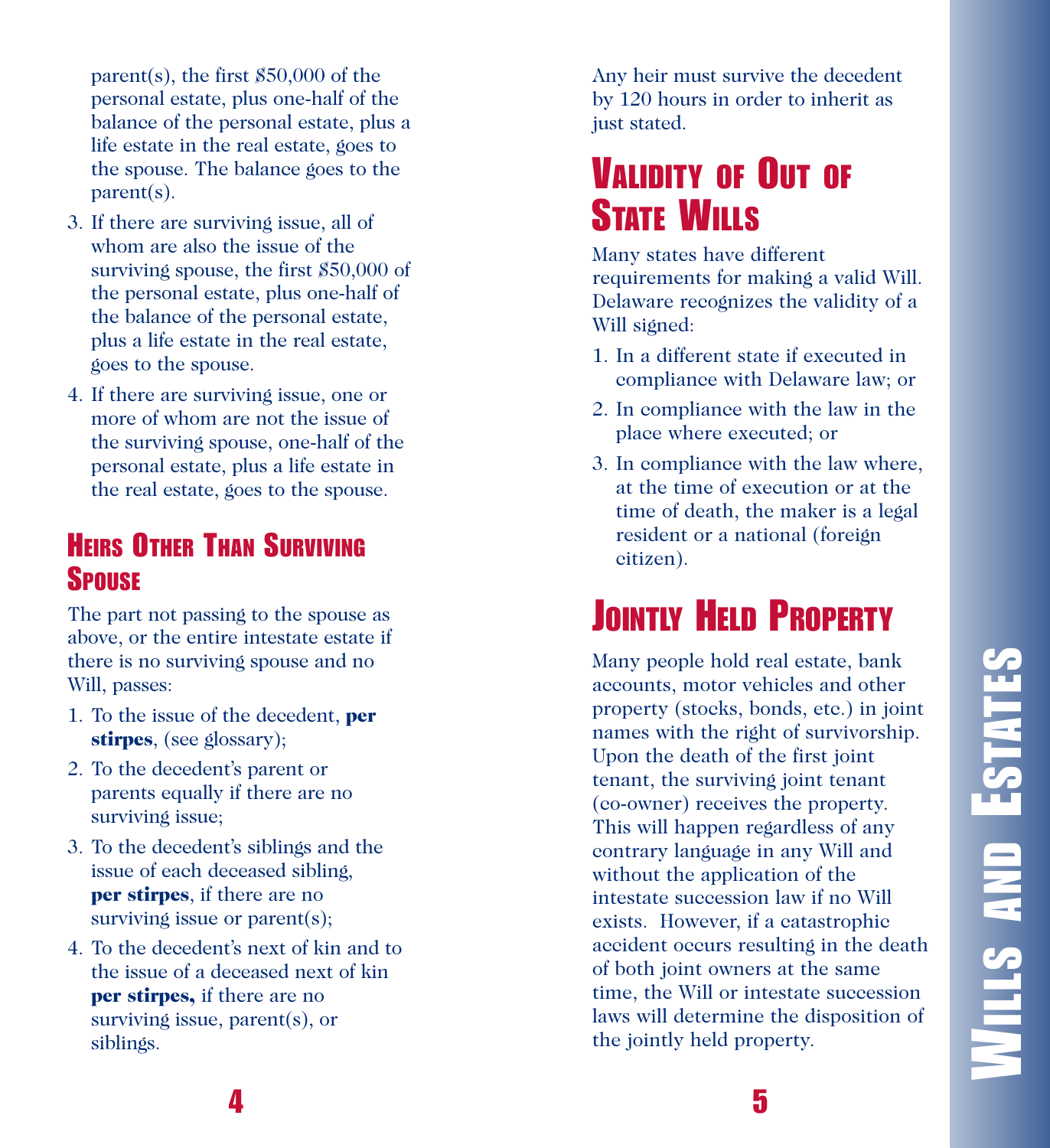parent(s), the first $50,000 of the personal estate, plus one-half of the balance of the personal estate, plus a life estate in the real estate, goes to the spouse. The balance goes to the parent(s).

3. If there are surviving issue, all of whom are also the issue of the surviving spouse, the first $50,000 of the personal estate, plus one-half of the balance of the personal estate, plus a life estate in the real estate, goes to the spouse.
4. If there are surviving issue, one or more of whom are not the issue of the surviving spouse, one-half of the personal estate, plus a life estate in the real estate, goes to the spouse.

### Heirs Other Than Surviving Spouse

The part not passing to the spouse as above, or the entire intestate estate if there is no surviving spouse and no Will, passes:

1. To the issue of the decedent, **per stirpes**, (see glossary);
2. To the decedent's parent or parents equally if there are no surviving issue;
3. To the decedent's siblings and the issue of each deceased sibling, **per stirpes**, if there are no surviving issue or parent(s);
4. To the decedent's next of kin and to the issue of a deceased next of kin **per stirpes,** if there are no surviving issue, parent(s), or siblings.

Any heir must survive the decedent by 120 hours in order to inherit as just stated.

## Validity of Out of State Wills

Many states have different requirements for making a valid Will. Delaware recognizes the validity of a Will signed:

1. In a different state if executed in compliance with Delaware law; or
2. In compliance with the law in the place where executed; or
3. In compliance with the law where, at the time of execution or at the time of death, the maker is a legal resident or a national (foreign citizen).

## Jointly Held Property

Many people hold real estate, bank accounts, motor vehicles and other property (stocks, bonds, etc.) in joint names with the right of survivorship. Upon the death of the first joint tenant, the surviving joint tenant (co-owner) receives the property. This will happen regardless of any contrary language in any Will and without the application of the intestate succession law if no Will exists. However, if a catastrophic accident occurs resulting in the death of both joint owners at the same time, the Will or intestate succession laws will determine the disposition of the jointly held property.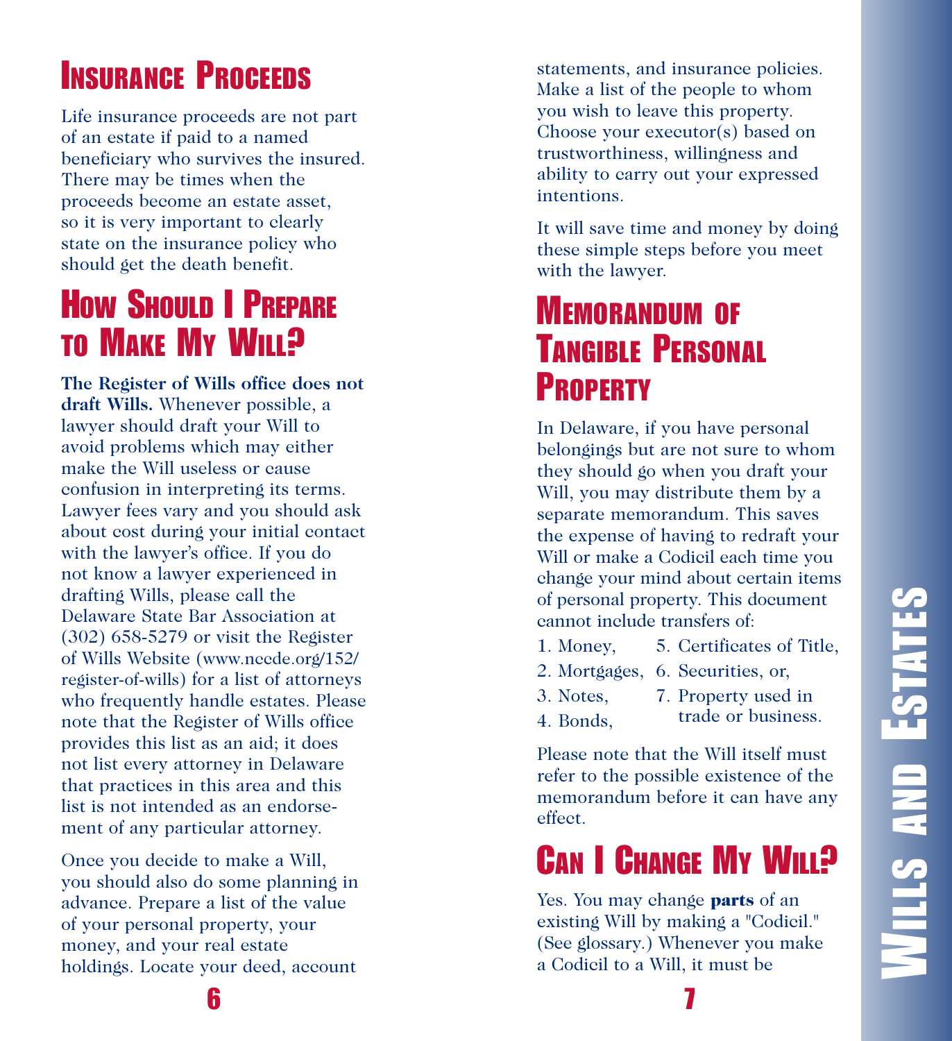## Insurance Proceeds

Life insurance proceeds are not part of an estate if paid to a named beneficiary who survives the insured. There may be times when the proceeds become an estate asset, so it is very important to clearly state on the insurance policy who should get the death benefit.

## How Should I Prepare to Make My Will?

**The Register of Wills office does not draft Wills.** Whenever possible, a lawyer should draft your Will to avoid problems which may either make the Will useless or cause confusion in interpreting its terms. Lawyer fees vary and you should ask about cost during your initial contact with the lawyer's office. If you do not know a lawyer experienced in drafting Wills, please call the Delaware State Bar Association at (302) 658-5279 or visit the Register of Wills Website (www.nccde.org/152/register-of-wills) for a list of attorneys who frequently handle estates. Please note that the Register of Wills office provides this list as an aid; it does not list every attorney in Delaware that practices in this area and this list is not intended as an endorsement of any particular attorney.

Once you decide to make a Will, you should also do some planning in advance. Prepare a list of the value of your personal property, your money, and your real estate holdings. Locate your deed, account statements, and insurance policies. Make a list of the people to whom you wish to leave this property. Choose your executor(s) based on trustworthiness, willingness and ability to carry out your expressed intentions.

It will save time and money by doing these simple steps before you meet with the lawyer.

## Memorandum of Tangible Personal Property

In Delaware, if you have personal belongings but are not sure to whom they should go when you draft your Will, you may distribute them by a separate memorandum. This saves the expense of having to redraft your Will or make a Codicil each time you change your mind about certain items of personal property. This document cannot include transfers of:

1. Money,
2. Mortgages,
3. Notes,
4. Bonds,
5. Certificates of Title,
6. Securities, or,
7. Property used in trade or business.

Please note that the Will itself must refer to the possible existence of the memorandum before it can have any effect.

## Can I Change My Will?

Yes. You may change **parts** of an existing Will by making a "Codicil." (See glossary.) Whenever you make a Codicil to a Will, it must be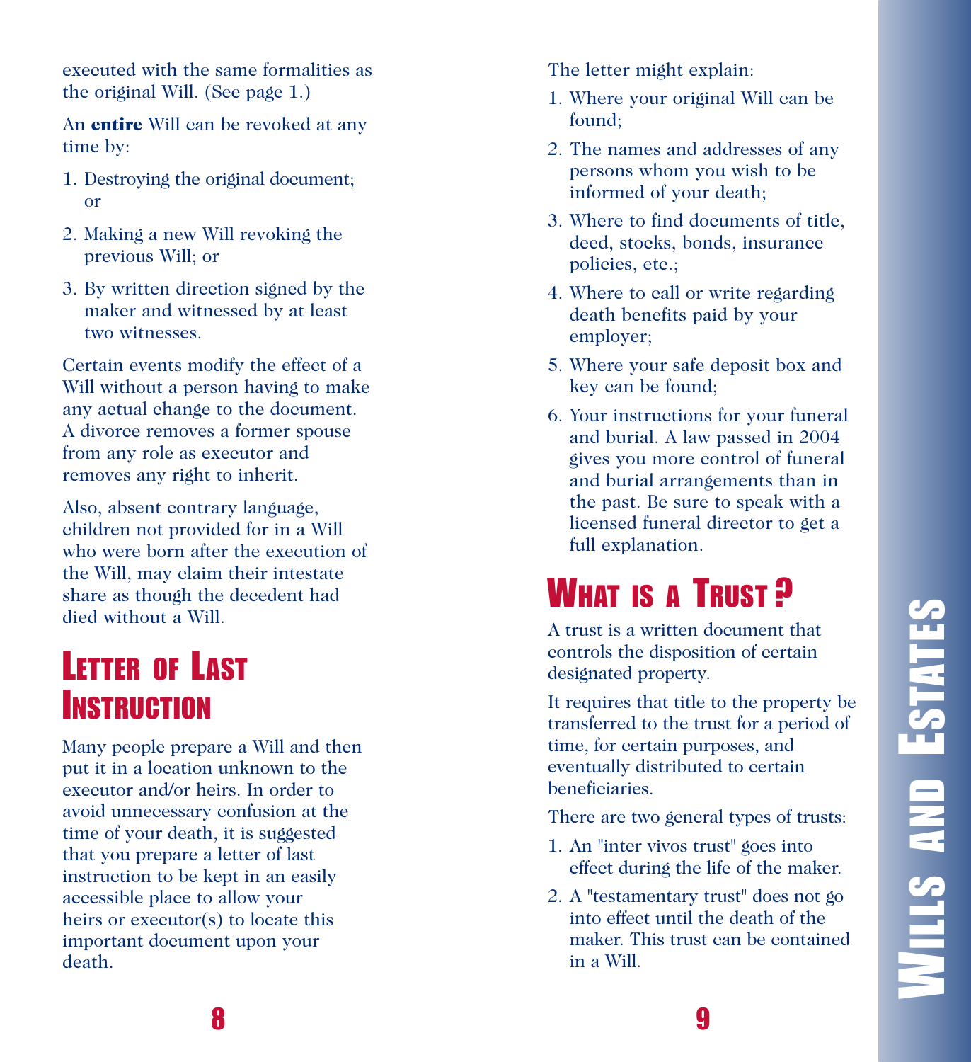executed with the same formalities as the original Will. (See page 1.)

An **entire** Will can be revoked at any time by:

1. Destroying the original document; or
2. Making a new Will revoking the previous Will; or
3. By written direction signed by the maker and witnessed by at least two witnesses.

Certain events modify the effect of a Will without a person having to make any actual change to the document. A divorce removes a former spouse from any role as executor and removes any right to inherit.

Also, absent contrary language, children not provided for in a Will who were born after the execution of the Will, may claim their intestate share as though the decedent had died without a Will.

## Letter of Last Instruction

Many people prepare a Will and then put it in a location unknown to the executor and/or heirs. In order to avoid unnecessary confusion at the time of your death, it is suggested that you prepare a letter of last instruction to be kept in an easily accessible place to allow your heirs or executor(s) to locate this important document upon your death.

The letter might explain:

1. Where your original Will can be found;
2. The names and addresses of any persons whom you wish to be informed of your death;
3. Where to find documents of title, deed, stocks, bonds, insurance policies, etc.;
4. Where to call or write regarding death benefits paid by your employer;
5. Where your safe deposit box and key can be found;
6. Your instructions for your funeral and burial. A law passed in 2004 gives you more control of funeral and burial arrangements than in the past. Be sure to speak with a licensed funeral director to get a full explanation.

## What is a Trust?

A trust is a written document that controls the disposition of certain designated property.

It requires that title to the property be transferred to the trust for a period of time, for certain purposes, and eventually distributed to certain beneficiaries.

There are two general types of trusts:

1. An "inter vivos trust" goes into effect during the life of the maker.
2. A "testamentary trust" does not go into effect until the death of the maker. This trust can be contained in a Will.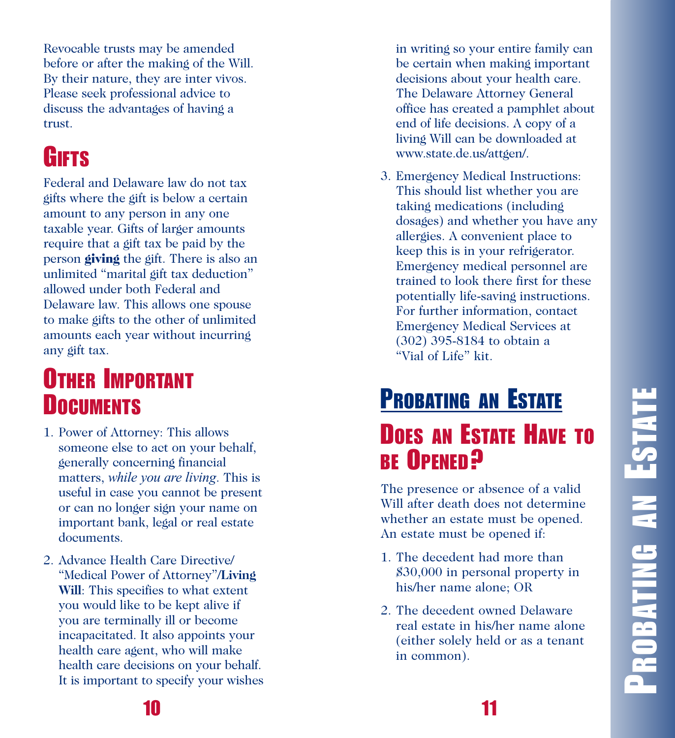Revocable trusts may be amended before or after the making of the Will. By their nature, they are inter vivos. Please seek professional advice to discuss the advantages of having a trust.

## Gifts

Federal and Delaware law do not tax gifts where the gift is below a certain amount to any person in any one taxable year. Gifts of larger amounts require that a gift tax be paid by the person **giving** the gift. There is also an unlimited "marital gift tax deduction" allowed under both Federal and Delaware law. This allows one spouse to make gifts to the other of unlimited amounts each year without incurring any gift tax.

## Other Important Documents

1. Power of Attorney: This allows someone else to act on your behalf, generally concerning financial matters, *while you are living*. This is useful in case you cannot be present or can no longer sign your name on important bank, legal or real estate documents.

2. Advance Health Care Directive/ "Medical Power of Attorney"/**Living Will**: This specifies to what extent you would like to be kept alive if you are terminally ill or become incapacitated. It also appoints your health care agent, who will make health care decisions on your behalf. It is important to specify your wishes in writing so your entire family can be certain when making important decisions about your health care. The Delaware Attorney General office has created a pamphlet about end of life decisions. A copy of a living Will can be downloaded at www.state.de.us/attgen/.

3. Emergency Medical Instructions: This should list whether you are taking medications (including dosages) and whether you have any allergies. A convenient place to keep this is in your refrigerator. Emergency medical personnel are trained to look there first for these potentially life-saving instructions. For further information, contact Emergency Medical Services at (302) 395-8184 to obtain a "Vial of Life" kit.

# Probating an Estate

## Does an Estate Have to be Opened?

The presence or absence of a valid Will after death does not determine whether an estate must be opened. An estate must be opened if:

1. The decedent had more than $30,000 in personal property in his/her name alone; OR

2. The decedent owned Delaware real estate in his/her name alone (either solely held or as a tenant in common).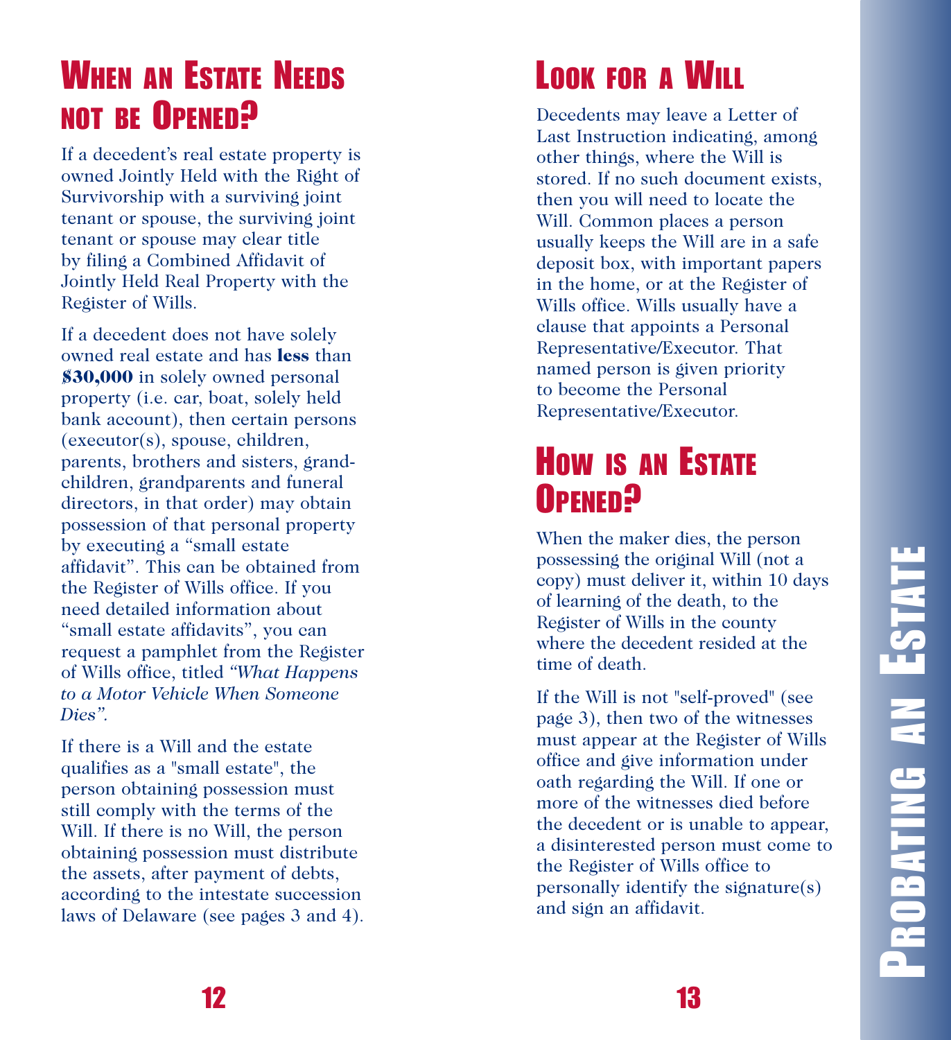## When an Estate Needs not be Opened?

If a decedent's real estate property is owned Jointly Held with the Right of Survivorship with a surviving joint tenant or spouse, the surviving joint tenant or spouse may clear title by filing a Combined Affidavit of Jointly Held Real Property with the Register of Wills.

If a decedent does not have solely owned real estate and has **less** than **$30,000** in solely owned personal property (i.e. car, boat, solely held bank account), then certain persons (executor(s), spouse, children, parents, brothers and sisters, grand-children, grandparents and funeral directors, in that order) may obtain possession of that personal property by executing a "small estate affidavit". This can be obtained from the Register of Wills office. If you need detailed information about "small estate affidavits", you can request a pamphlet from the Register of Wills office, titled *"What Happens to a Motor Vehicle When Someone Dies"*.

If there is a Will and the estate qualifies as a "small estate", the person obtaining possession must still comply with the terms of the Will. If there is no Will, the person obtaining possession must distribute the assets, after payment of debts, according to the intestate succession laws of Delaware (see pages 3 and 4).

## Look for a Will

Decedents may leave a Letter of Last Instruction indicating, among other things, where the Will is stored. If no such document exists, then you will need to locate the Will. Common places a person usually keeps the Will are in a safe deposit box, with important papers in the home, or at the Register of Wills office. Wills usually have a clause that appoints a Personal Representative/Executor. That named person is given priority to become the Personal Representative/Executor.

## How is an Estate Opened?

When the maker dies, the person possessing the original Will (not a copy) must deliver it, within 10 days of learning of the death, to the Register of Wills in the county where the decedent resided at the time of death.

If the Will is not "self-proved" (see page 3), then two of the witnesses must appear at the Register of Wills office and give information under oath regarding the Will. If one or more of the witnesses died before the decedent or is unable to appear, a disinterested person must come to the Register of Wills office to personally identify the signature(s) and sign an affidavit.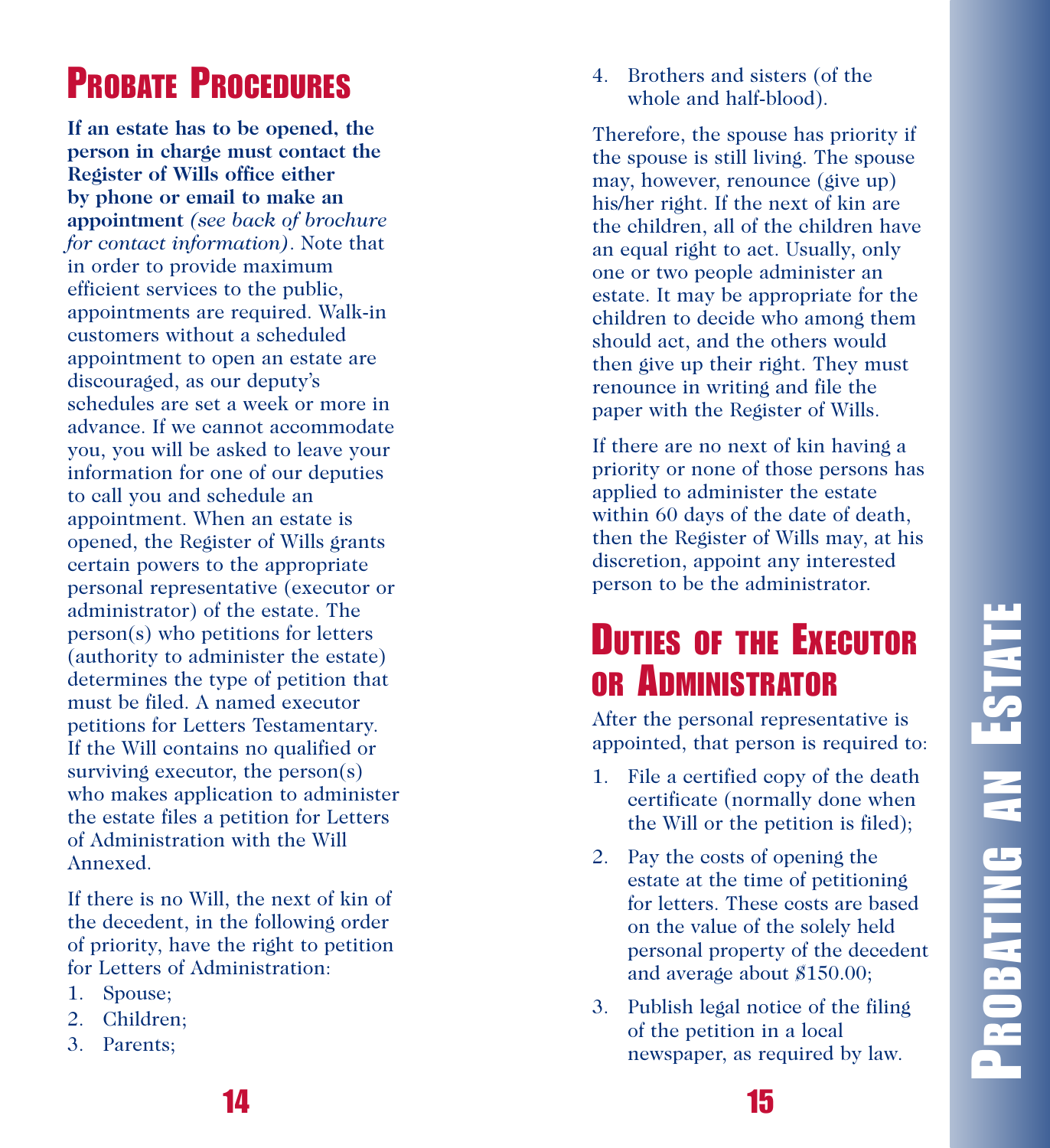## Probate Procedures

**If an estate has to be opened, the person in charge must contact the Register of Wills office either by phone or email to make an appointment** *(see back of brochure for contact information)*. Note that in order to provide maximum efficient services to the public, appointments are required. Walk-in customers without a scheduled appointment to open an estate are discouraged, as our deputy's schedules are set a week or more in advance. If we cannot accommodate you, you will be asked to leave your information for one of our deputies to call you and schedule an appointment. When an estate is opened, the Register of Wills grants certain powers to the appropriate personal representative (executor or administrator) of the estate. The person(s) who petitions for letters (authority to administer the estate) determines the type of petition that must be filed. A named executor petitions for Letters Testamentary. If the Will contains no qualified or surviving executor, the person(s) who makes application to administer the estate files a petition for Letters of Administration with the Will Annexed.

If there is no Will, the next of kin of the decedent, in the following order of priority, have the right to petition for Letters of Administration:

1. Spouse;
2. Children;
3. Parents;
4. Brothers and sisters (of the whole and half-blood).

Therefore, the spouse has priority if the spouse is still living. The spouse may, however, renounce (give up) his/her right. If the next of kin are the children, all of the children have an equal right to act. Usually, only one or two people administer an estate. It may be appropriate for the children to decide who among them should act, and the others would then give up their right. They must renounce in writing and file the paper with the Register of Wills.

If there are no next of kin having a priority or none of those persons has applied to administer the estate within 60 days of the date of death, then the Register of Wills may, at his discretion, appoint any interested person to be the administrator.

## Duties of the Executor or Administrator

After the personal representative is appointed, that person is required to:

1. File a certified copy of the death certificate (normally done when the Will or the petition is filed);
2. Pay the costs of opening the estate at the time of petitioning for letters. These costs are based on the value of the solely held personal property of the decedent and average about $150.00;
3. Publish legal notice of the filing of the petition in a local newspaper, as required by law.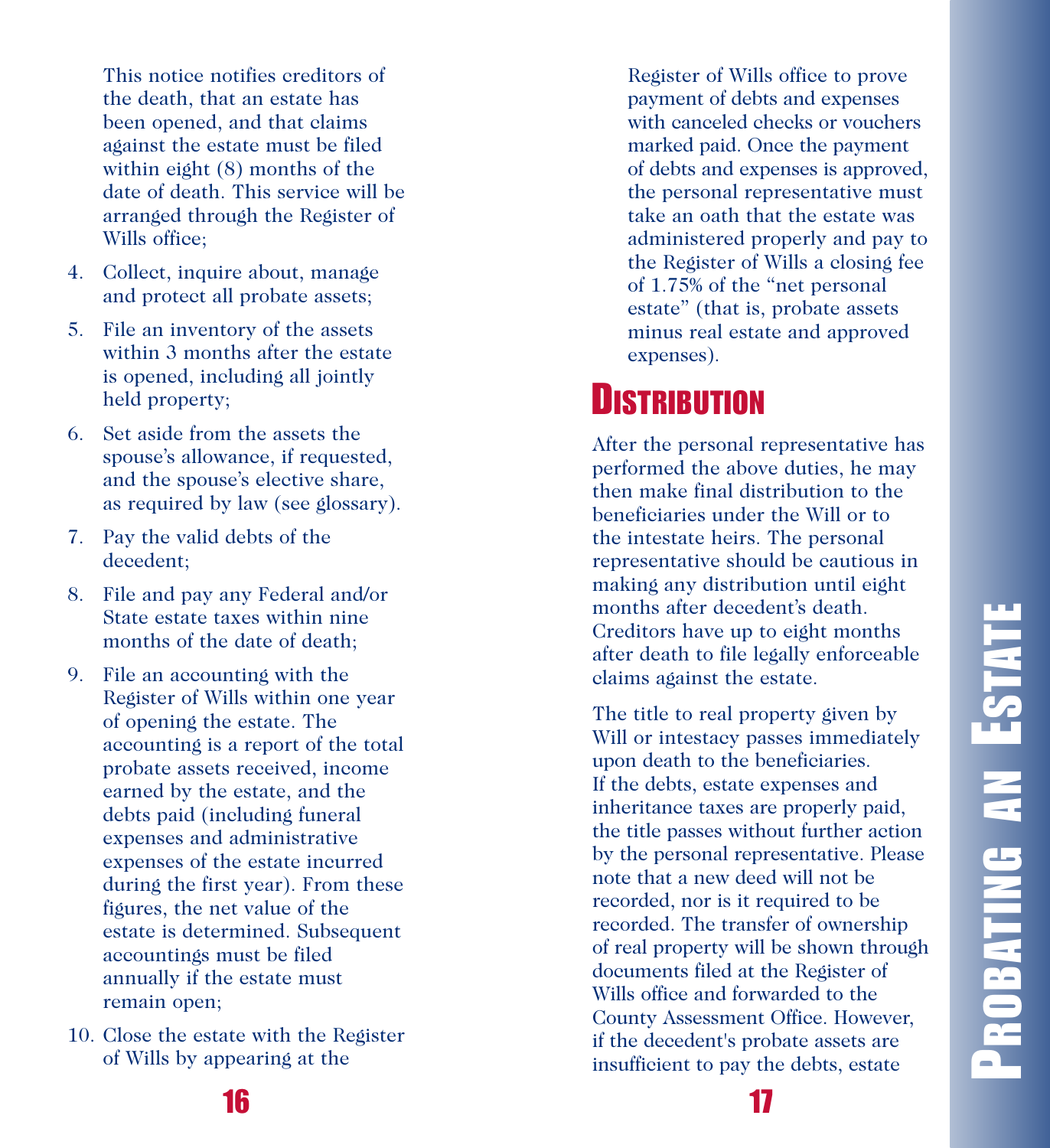This notice notifies creditors of the death, that an estate has been opened, and that claims against the estate must be filed within eight (8) months of the date of death. This service will be arranged through the Register of Wills office;

4. Collect, inquire about, manage and protect all probate assets;
5. File an inventory of the assets within 3 months after the estate is opened, including all jointly held property;
6. Set aside from the assets the spouse's allowance, if requested, and the spouse's elective share, as required by law (see glossary).
7. Pay the valid debts of the decedent;
8. File and pay any Federal and/or State estate taxes within nine months of the date of death;
9. File an accounting with the Register of Wills within one year of opening the estate. The accounting is a report of the total probate assets received, income earned by the estate, and the debts paid (including funeral expenses and administrative expenses of the estate incurred during the first year). From these figures, the net value of the estate is determined. Subsequent accountings must be filed annually if the estate must remain open;
10. Close the estate with the Register of Wills by appearing at the Register of Wills office to prove payment of debts and expenses with canceled checks or vouchers marked paid. Once the payment of debts and expenses is approved, the personal representative must take an oath that the estate was administered properly and pay to the Register of Wills a closing fee of 1.75% of the "net personal estate" (that is, probate assets minus real estate and approved expenses).

## Distribution

After the personal representative has performed the above duties, he may then make final distribution to the beneficiaries under the Will or to the intestate heirs. The personal representative should be cautious in making any distribution until eight months after decedent's death. Creditors have up to eight months after death to file legally enforceable claims against the estate.

The title to real property given by Will or intestacy passes immediately upon death to the beneficiaries. If the debts, estate expenses and inheritance taxes are properly paid, the title passes without further action by the personal representative. Please note that a new deed will not be recorded, nor is it required to be recorded. The transfer of ownership of real property will be shown through documents filed at the Register of Wills office and forwarded to the County Assessment Office. However, if the decedent's probate assets are insufficient to pay the debts, estate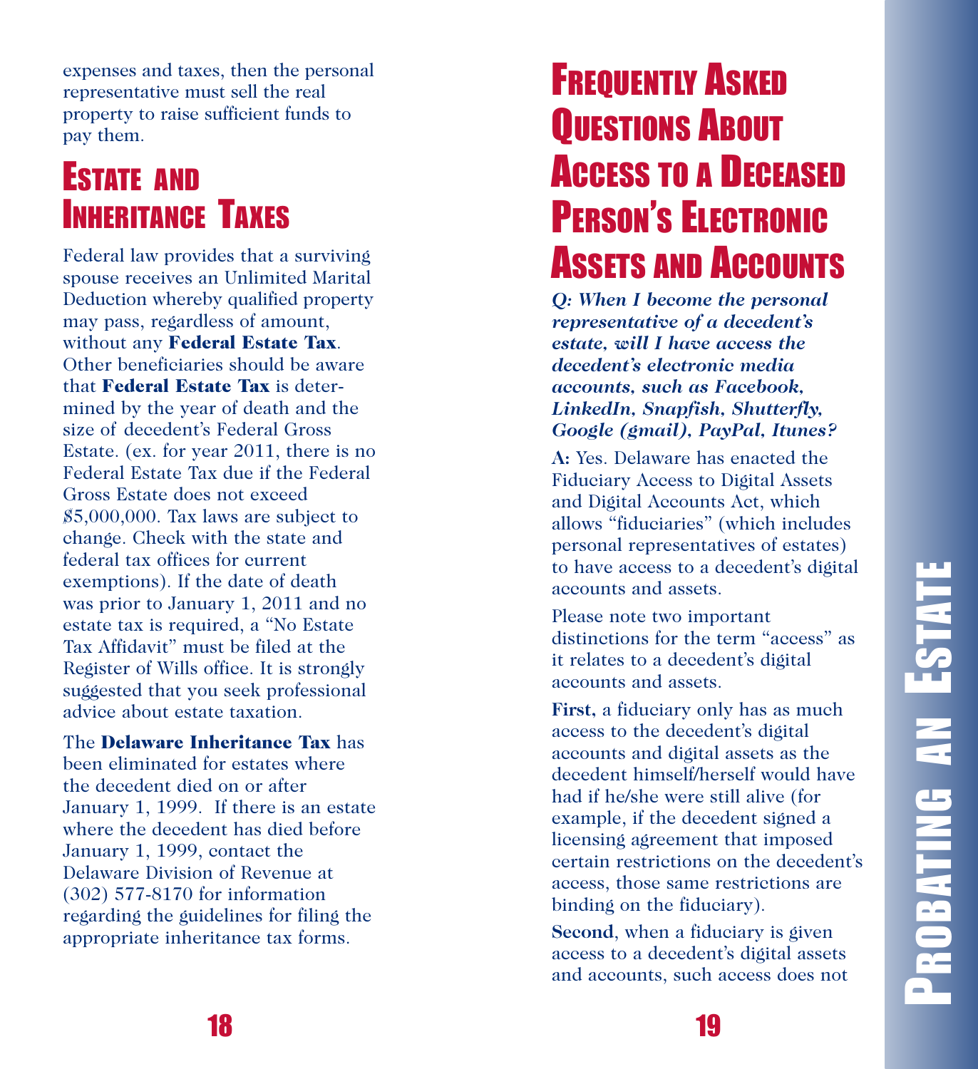expenses and taxes, then the personal representative must sell the real property to raise sufficient funds to pay them.

## Estate and Inheritance Taxes

Federal law provides that a surviving spouse receives an Unlimited Marital Deduction whereby qualified property may pass, regardless of amount, without any **Federal Estate Tax**. Other beneficiaries should be aware that **Federal Estate Tax** is determined by the year of death and the size of decedent's Federal Gross Estate. (ex. for year 2011, there is no Federal Estate Tax due if the Federal Gross Estate does not exceed $5,000,000. Tax laws are subject to change. Check with the state and federal tax offices for current exemptions). If the date of death was prior to January 1, 2011 and no estate tax is required, a "No Estate Tax Affidavit" must be filed at the Register of Wills office. It is strongly suggested that you seek professional advice about estate taxation.

The **Delaware Inheritance Tax** has been eliminated for estates where the decedent died on or after January 1, 1999. If there is an estate where the decedent has died before January 1, 1999, contact the Delaware Division of Revenue at (302) 577-8170 for information regarding the guidelines for filing the appropriate inheritance tax forms.

## Frequently Asked Questions About Access to a Deceased Person's Electronic Assets and Accounts

***Q: When I become the personal representative of a decedent's estate, will I have access the decedent's electronic media accounts, such as Facebook, LinkedIn, Snapfish, Shutterfly, Google (gmail), PayPal, Itunes?***

**A:** Yes. Delaware has enacted the Fiduciary Access to Digital Assets and Digital Accounts Act, which allows "fiduciaries" (which includes personal representatives of estates) to have access to a decedent's digital accounts and assets.

Please note two important distinctions for the term "access" as it relates to a decedent's digital accounts and assets.

**First,** a fiduciary only has as much access to the decedent's digital accounts and digital assets as the decedent himself/herself would have had if he/she were still alive (for example, if the decedent signed a licensing agreement that imposed certain restrictions on the decedent's access, those same restrictions are binding on the fiduciary).

**Second**, when a fiduciary is given access to a decedent's digital assets and accounts, such access does not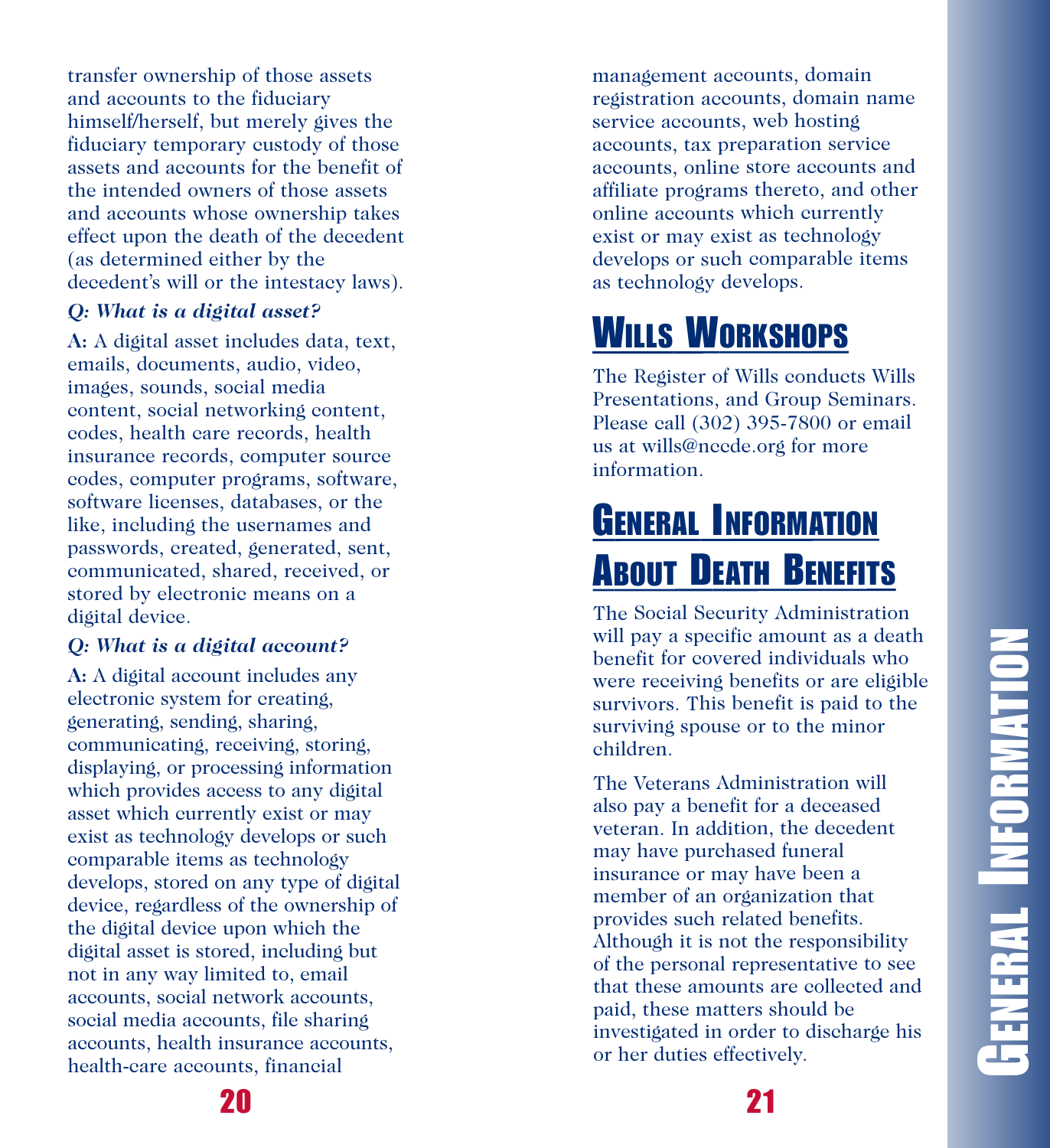transfer ownership of those assets and accounts to the fiduciary himself/herself, but merely gives the fiduciary temporary custody of those assets and accounts for the benefit of the intended owners of those assets and accounts whose ownership takes effect upon the death of the decedent (as determined either by the decedent's will or the intestacy laws).

***Q: What is a digital asset?***

**A:** A digital asset includes data, text, emails, documents, audio, video, images, sounds, social media content, social networking content, codes, health care records, health insurance records, computer source codes, computer programs, software, software licenses, databases, or the like, including the usernames and passwords, created, generated, sent, communicated, shared, received, or stored by electronic means on a digital device.

***Q: What is a digital account?***

**A:** A digital account includes any electronic system for creating, generating, sending, sharing, communicating, receiving, storing, displaying, or processing information which provides access to any digital asset which currently exist or may exist as technology develops or such comparable items as technology develops, stored on any type of digital device, regardless of the ownership of the digital device upon which the digital asset is stored, including but not in any way limited to, email accounts, social network accounts, social media accounts, file sharing accounts, health insurance accounts, health-care accounts, financial management accounts, domain registration accounts, domain name service accounts, web hosting accounts, tax preparation service accounts, online store accounts and affiliate programs thereto, and other online accounts which currently exist or may exist as technology develops or such comparable items as technology develops.

## Wills Workshops

The Register of Wills conducts Wills Presentations, and Group Seminars. Please call (302) 395-7800 or email us at wills@nccde.org for more information.

## General Information About Death Benefits

The Social Security Administration will pay a specific amount as a death benefit for covered individuals who were receiving benefits or are eligible survivors. This benefit is paid to the surviving spouse or to the minor children.

The Veterans Administration will also pay a benefit for a deceased veteran. In addition, the decedent may have purchased funeral insurance or may have been a member of an organization that provides such related benefits. Although it is not the responsibility of the personal representative to see that these amounts are collected and paid, these matters should be investigated in order to discharge his or her duties effectively.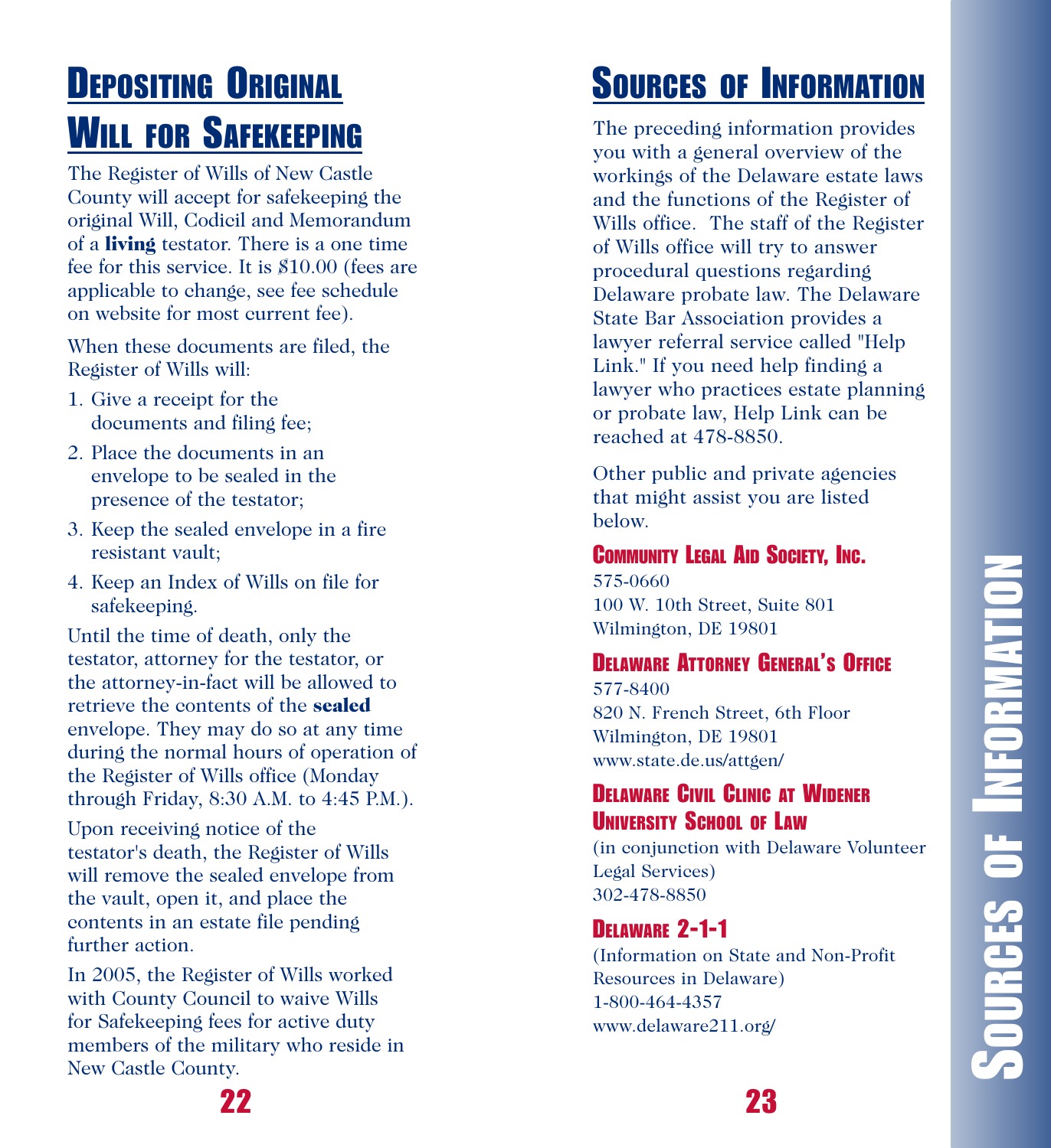## Depositing Original Will for Safekeeping

The Register of Wills of New Castle County will accept for safekeeping the original Will, Codicil and Memorandum of a **living** testator. There is a one time fee for this service. It is $10.00 (fees are applicable to change, see fee schedule on website for most current fee).

When these documents are filed, the Register of Wills will:

1. Give a receipt for the documents and filing fee;
2. Place the documents in an envelope to be sealed in the presence of the testator;
3. Keep the sealed envelope in a fire resistant vault;
4. Keep an Index of Wills on file for safekeeping.

Until the time of death, only the testator, attorney for the testator, or the attorney-in-fact will be allowed to retrieve the contents of the **sealed** envelope. They may do so at any time during the normal hours of operation of the Register of Wills office (Monday through Friday, 8:30 A.M. to 4:45 P.M.).

Upon receiving notice of the testator's death, the Register of Wills will remove the sealed envelope from the vault, open it, and place the contents in an estate file pending further action.

In 2005, the Register of Wills worked with County Council to waive Wills for Safekeeping fees for active duty members of the military who reside in New Castle County.

## Sources of Information

The preceding information provides you with a general overview of the workings of the Delaware estate laws and the functions of the Register of Wills office. The staff of the Register of Wills office will try to answer procedural questions regarding Delaware probate law. The Delaware State Bar Association provides a lawyer referral service called "Help Link." If you need help finding a lawyer who practices estate planning or probate law, Help Link can be reached at 478-8850.

Other public and private agencies that might assist you are listed below.

**Community Legal Aid Society, Inc.**
575-0660
100 W. 10th Street, Suite 801
Wilmington, DE 19801

**Delaware Attorney General's Office**
577-8400
820 N. French Street, 6th Floor
Wilmington, DE 19801
www.state.de.us/attgen/

**Delaware Civil Clinic at Widener University School of Law**
(in conjunction with Delaware Volunteer Legal Services)
302-478-8850

**Delaware 2-1-1**
(Information on State and Non-Profit Resources in Delaware)
1-800-464-4357
www.delaware211.org/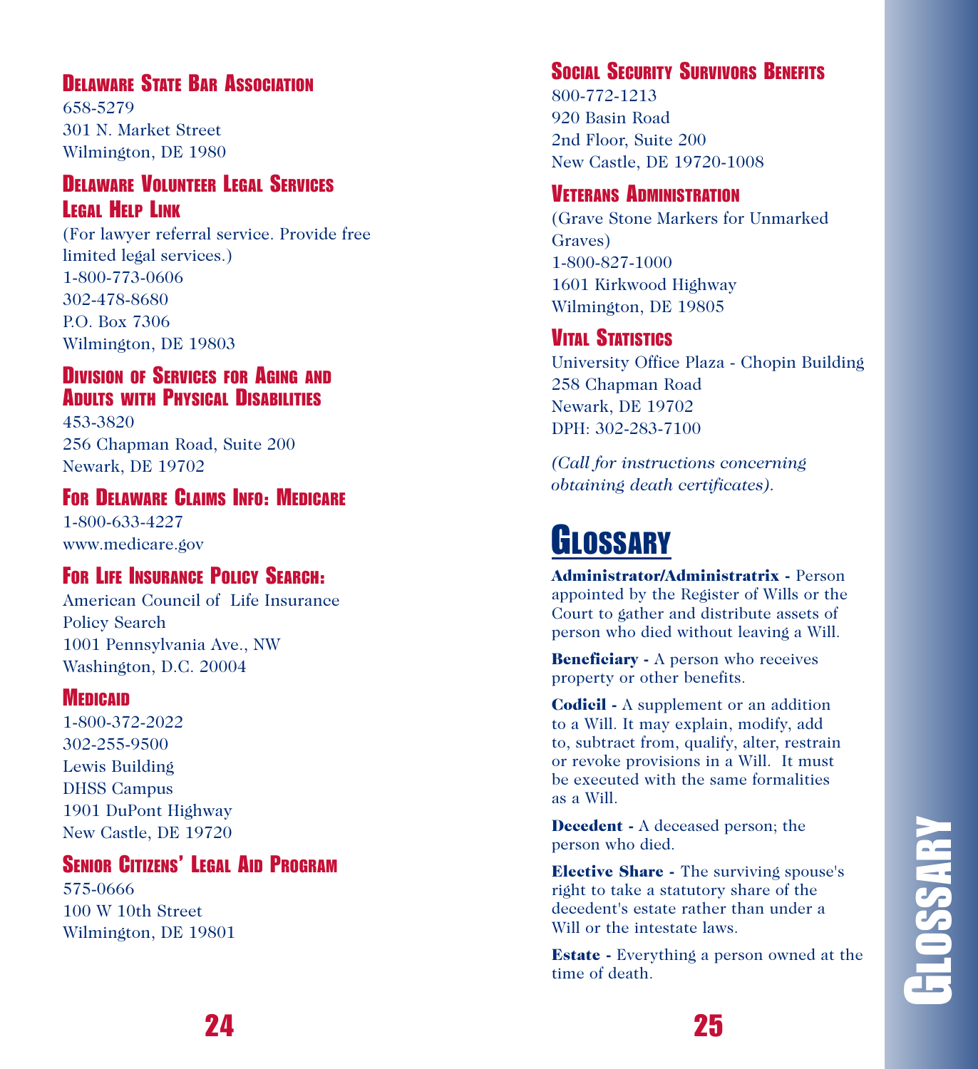### Delaware State Bar Association

658-5279
301 N. Market Street
Wilmington, DE 1980

### Delaware Volunteer Legal Services Legal Help Link

(For lawyer referral service. Provide free limited legal services.)
1-800-773-0606
302-478-8680
P.O. Box 7306
Wilmington, DE 19803

### Division of Services for Aging and Adults with Physical Disabilities

453-3820
256 Chapman Road, Suite 200
Newark, DE 19702

### For Delaware Claims Info: Medicare

1-800-633-4227
www.medicare.gov

### For Life Insurance Policy Search:

American Council of Life Insurance
Policy Search
1001 Pennsylvania Ave., NW
Washington, D.C. 20004

### Medicaid

1-800-372-2022
302-255-9500
Lewis Building
DHSS Campus
1901 DuPont Highway
New Castle, DE 19720

### Senior Citizens' Legal Aid Program

575-0666
100 W 10th Street
Wilmington, DE 19801

### Social Security Survivors Benefits

800-772-1213
920 Basin Road
2nd Floor, Suite 200
New Castle, DE 19720-1008

### Veterans Administration

(Grave Stone Markers for Unmarked Graves)
1-800-827-1000
1601 Kirkwood Highway
Wilmington, DE 19805

### Vital Statistics

University Office Plaza - Chopin Building
258 Chapman Road
Newark, DE 19702
DPH: 302-283-7100

*(Call for instructions concerning obtaining death certificates).*

## Glossary

**Administrator/Administratrix -** Person appointed by the Register of Wills or the Court to gather and distribute assets of person who died without leaving a Will.

**Beneficiary -** A person who receives property or other benefits.

**Codicil -** A supplement or an addition to a Will. It may explain, modify, add to, subtract from, qualify, alter, restrain or revoke provisions in a Will. It must be executed with the same formalities as a Will.

**Decedent -** A deceased person; the person who died.

**Elective Share -** The surviving spouse's right to take a statutory share of the decedent's estate rather than under a Will or the intestate laws.

**Estate -** Everything a person owned at the time of death.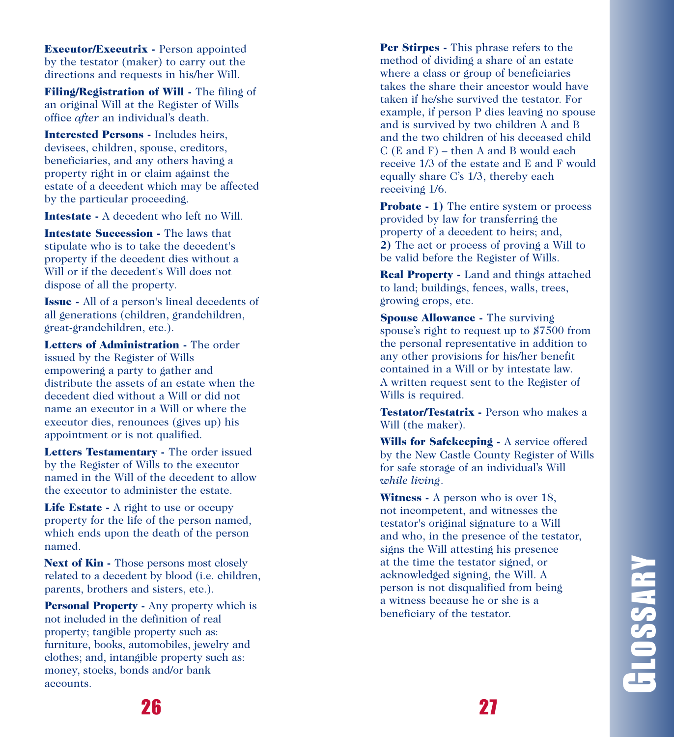**Executor/Executrix -** Person appointed by the testator (maker) to carry out the directions and requests in his/her Will.

**Filing/Registration of Will -** The filing of an original Will at the Register of Wills office *after* an individual's death.

**Interested Persons -** Includes heirs, devisees, children, spouse, creditors, beneficiaries, and any others having a property right in or claim against the estate of a decedent which may be affected by the particular proceeding.

**Intestate -** A decedent who left no Will.

**Intestate Succession -** The laws that stipulate who is to take the decedent's property if the decedent dies without a Will or if the decedent's Will does not dispose of all the property.

**Issue -** All of a person's lineal decedents of all generations (children, grandchildren, great-grandchildren, etc.).

**Letters of Administration -** The order issued by the Register of Wills empowering a party to gather and distribute the assets of an estate when the decedent died without a Will or did not name an executor in a Will or where the executor dies, renounces (gives up) his appointment or is not qualified.

**Letters Testamentary -** The order issued by the Register of Wills to the executor named in the Will of the decedent to allow the executor to administer the estate.

**Life Estate -** A right to use or occupy property for the life of the person named, which ends upon the death of the person named.

**Next of Kin -** Those persons most closely related to a decedent by blood (i.e. children, parents, brothers and sisters, etc.).

**Personal Property -** Any property which is not included in the definition of real property; tangible property such as: furniture, books, automobiles, jewelry and clothes; and, intangible property such as: money, stocks, bonds and/or bank accounts.

**Per Stirpes -** This phrase refers to the method of dividing a share of an estate where a class or group of beneficiaries takes the share their ancestor would have taken if he/she survived the testator. For example, if person P dies leaving no spouse and is survived by two children A and B and the two children of his deceased child C (E and F) – then A and B would each receive 1/3 of the estate and E and F would equally share C's 1/3, thereby each receiving 1/6.

**Probate - 1)** The entire system or process provided by law for transferring the property of a decedent to heirs; and, **2)** The act or process of proving a Will to be valid before the Register of Wills.

**Real Property -** Land and things attached to land; buildings, fences, walls, trees, growing crops, etc.

**Spouse Allowance -** The surviving spouse's right to request up to $7500 from the personal representative in addition to any other provisions for his/her benefit contained in a Will or by intestate law. A written request sent to the Register of Wills is required.

**Testator/Testatrix -** Person who makes a Will (the maker).

**Wills for Safekeeping -** A service offered by the New Castle County Register of Wills for safe storage of an individual's Will *while living*.

**Witness -** A person who is over 18, not incompetent, and witnesses the testator's original signature to a Will and who, in the presence of the testator, signs the Will attesting his presence at the time the testator signed, or acknowledged signing, the Will. A person is not disqualified from being a witness because he or she is a beneficiary of the testator.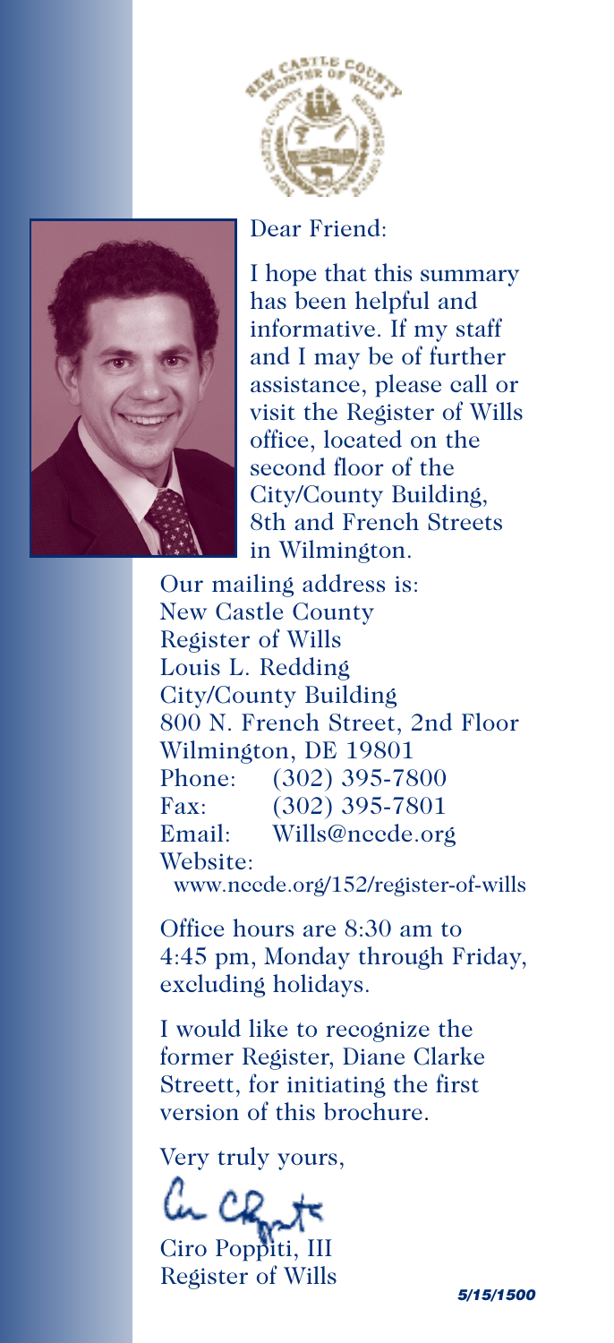Dear Friend:

I hope that this summary has been helpful and informative. If my staff and I may be of further assistance, please call or visit the Register of Wills office, located on the second floor of the City/County Building, 8th and French Streets in Wilmington.

Our mailing address is:
New Castle County
Register of Wills
Louis L. Redding
City/County Building
800 N. French Street, 2nd Floor
Wilmington, DE 19801
Phone: (302) 395-7800
Fax: (302) 395-7801
Email: Wills@nccde.org
Website:
www.nccde.org/152/register-of-wills

Office hours are 8:30 am to 4:45 pm, Monday through Friday, excluding holidays.

I would like to recognize the former Register, Diane Clarke Streett, for initiating the first version of this brochure.

Very truly yours,

Ciro Poppiti, III
Register of Wills

*5/15/1500*